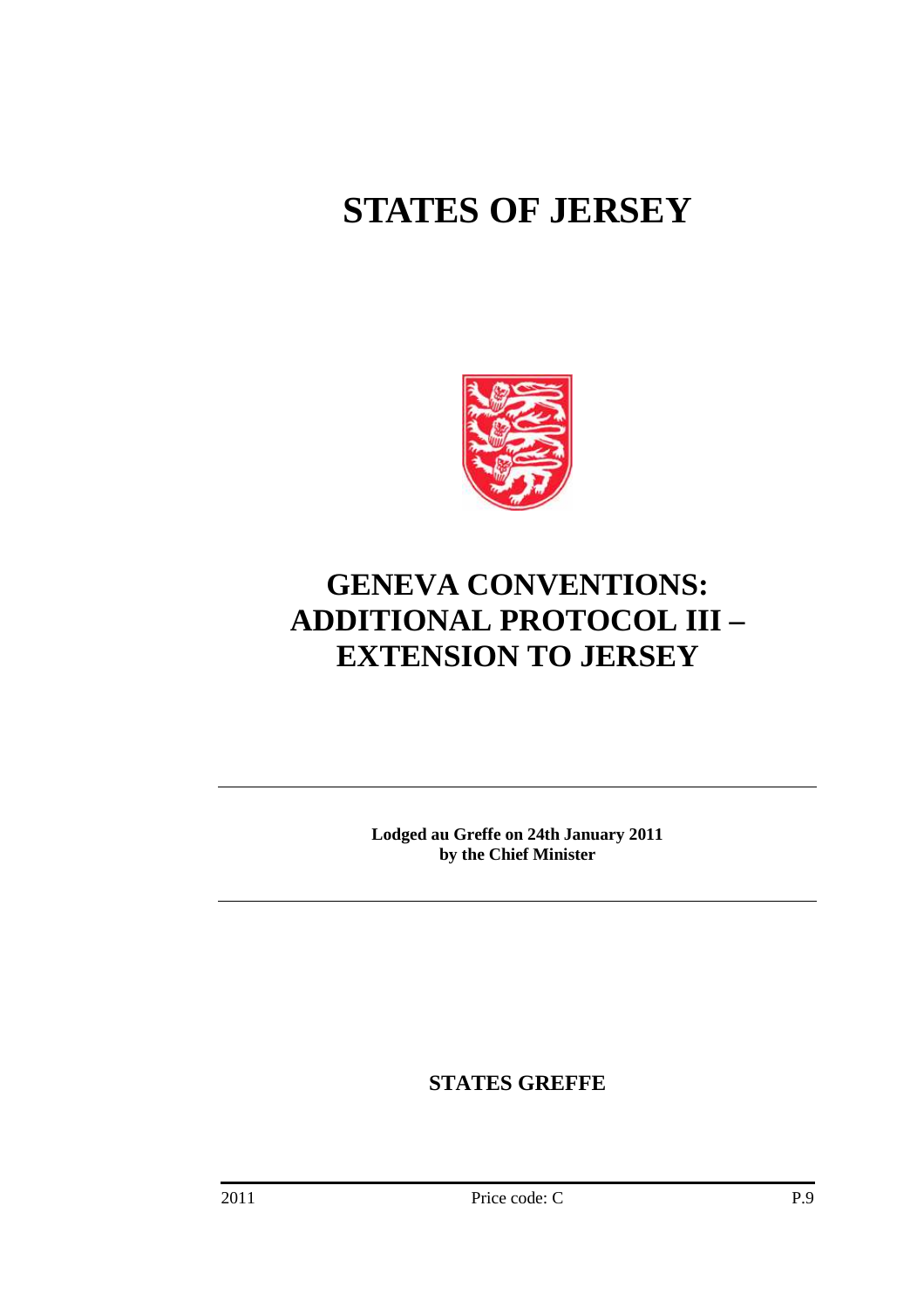# STATES OF JERSEY

# GENEVA CONVENTIONS: ADDITIONAL PROTOCOL III – EXTENSION TO JERSEY

**Lodged au Greffe on 24th January 2011**
**by the Chief Minister**

**STATES GREFFE**

2011 Price code: C P.9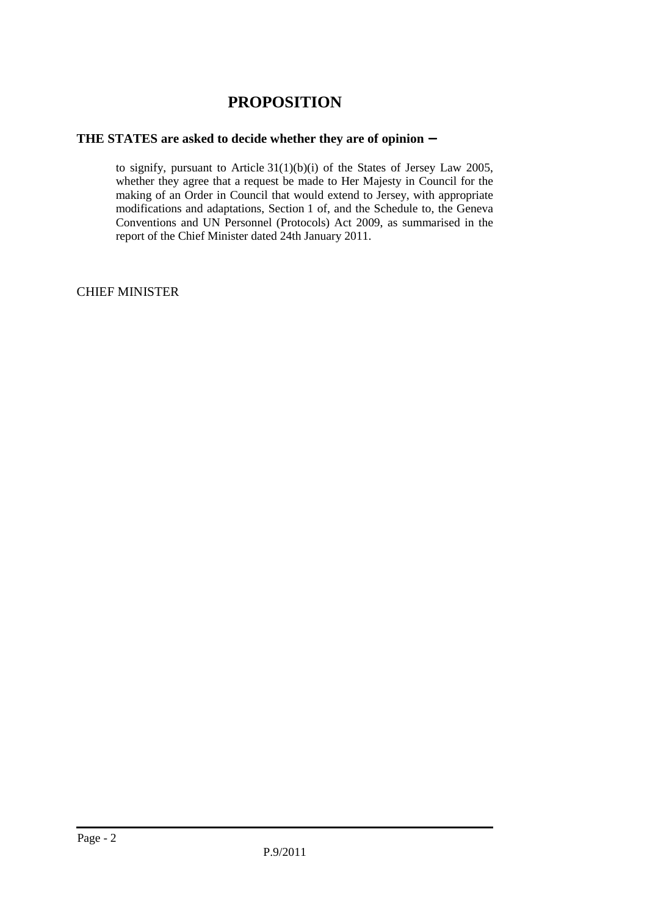# PROPOSITION

**THE STATES are asked to decide whether they are of opinion −**

to signify, pursuant to Article 31(1)(b)(i) of the States of Jersey Law 2005, whether they agree that a request be made to Her Majesty in Council for the making of an Order in Council that would extend to Jersey, with appropriate modifications and adaptations, Section 1 of, and the Schedule to, the Geneva Conventions and UN Personnel (Protocols) Act 2009, as summarised in the report of the Chief Minister dated 24th January 2011.

CHIEF MINISTER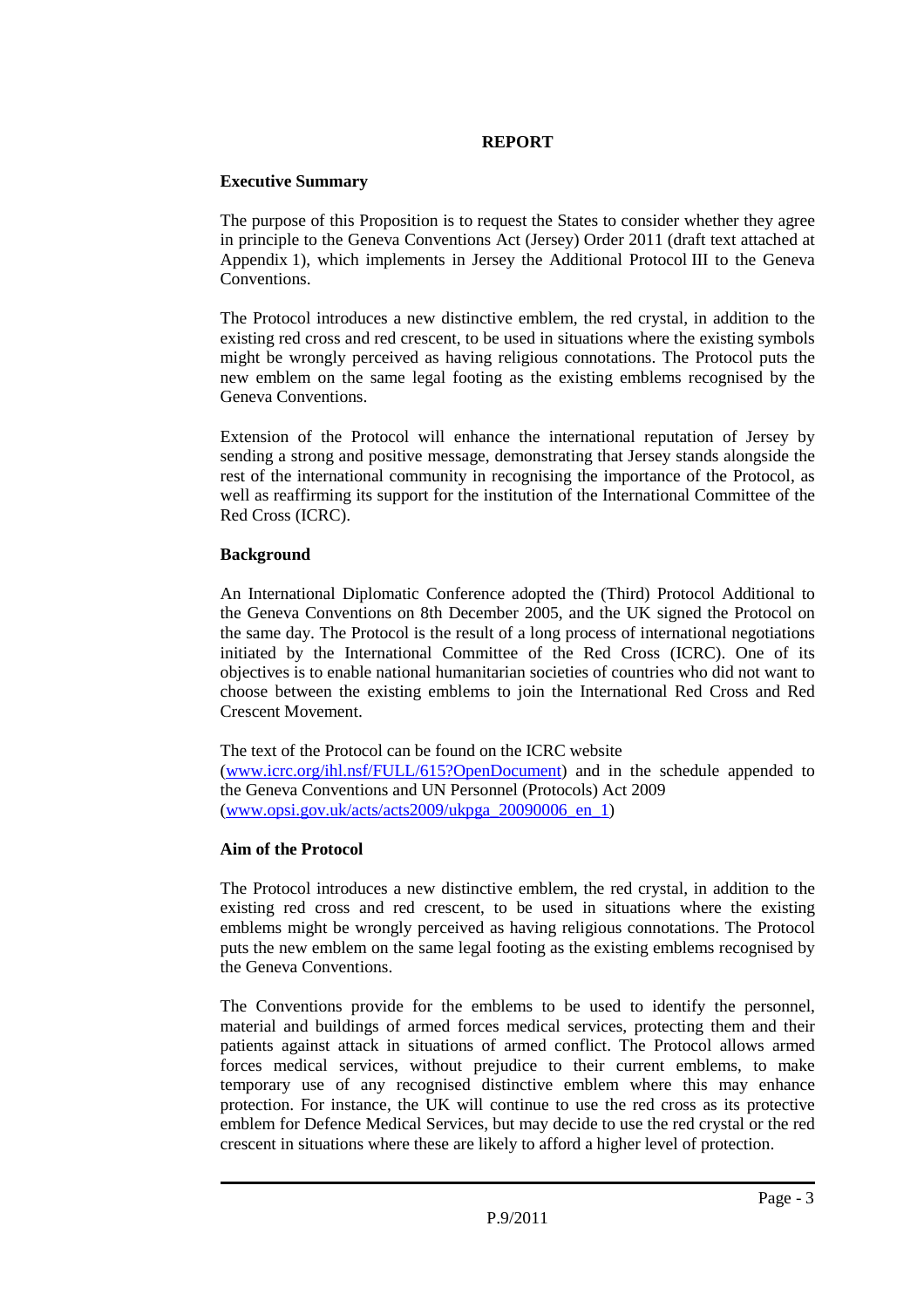# REPORT

**Executive Summary**

The purpose of this Proposition is to request the States to consider whether they agree in principle to the Geneva Conventions Act (Jersey) Order 2011 (draft text attached at Appendix 1), which implements in Jersey the Additional Protocol III to the Geneva Conventions.

The Protocol introduces a new distinctive emblem, the red crystal, in addition to the existing red cross and red crescent, to be used in situations where the existing symbols might be wrongly perceived as having religious connotations. The Protocol puts the new emblem on the same legal footing as the existing emblems recognised by the Geneva Conventions.

Extension of the Protocol will enhance the international reputation of Jersey by sending a strong and positive message, demonstrating that Jersey stands alongside the rest of the international community in recognising the importance of the Protocol, as well as reaffirming its support for the institution of the International Committee of the Red Cross (ICRC).

**Background**

An International Diplomatic Conference adopted the (Third) Protocol Additional to the Geneva Conventions on 8th December 2005, and the UK signed the Protocol on the same day. The Protocol is the result of a long process of international negotiations initiated by the International Committee of the Red Cross (ICRC). One of its objectives is to enable national humanitarian societies of countries who did not want to choose between the existing emblems to join the International Red Cross and Red Crescent Movement.

The text of the Protocol can be found on the ICRC website (www.icrc.org/ihl.nsf/FULL/615?OpenDocument) and in the schedule appended to the Geneva Conventions and UN Personnel (Protocols) Act 2009 (www.opsi.gov.uk/acts/acts2009/ukpga_20090006_en_1)

**Aim of the Protocol**

The Protocol introduces a new distinctive emblem, the red crystal, in addition to the existing red cross and red crescent, to be used in situations where the existing emblems might be wrongly perceived as having religious connotations. The Protocol puts the new emblem on the same legal footing as the existing emblems recognised by the Geneva Conventions.

The Conventions provide for the emblems to be used to identify the personnel, material and buildings of armed forces medical services, protecting them and their patients against attack in situations of armed conflict. The Protocol allows armed forces medical services, without prejudice to their current emblems, to make temporary use of any recognised distinctive emblem where this may enhance protection. For instance, the UK will continue to use the red cross as its protective emblem for Defence Medical Services, but may decide to use the red crystal or the red crescent in situations where these are likely to afford a higher level of protection.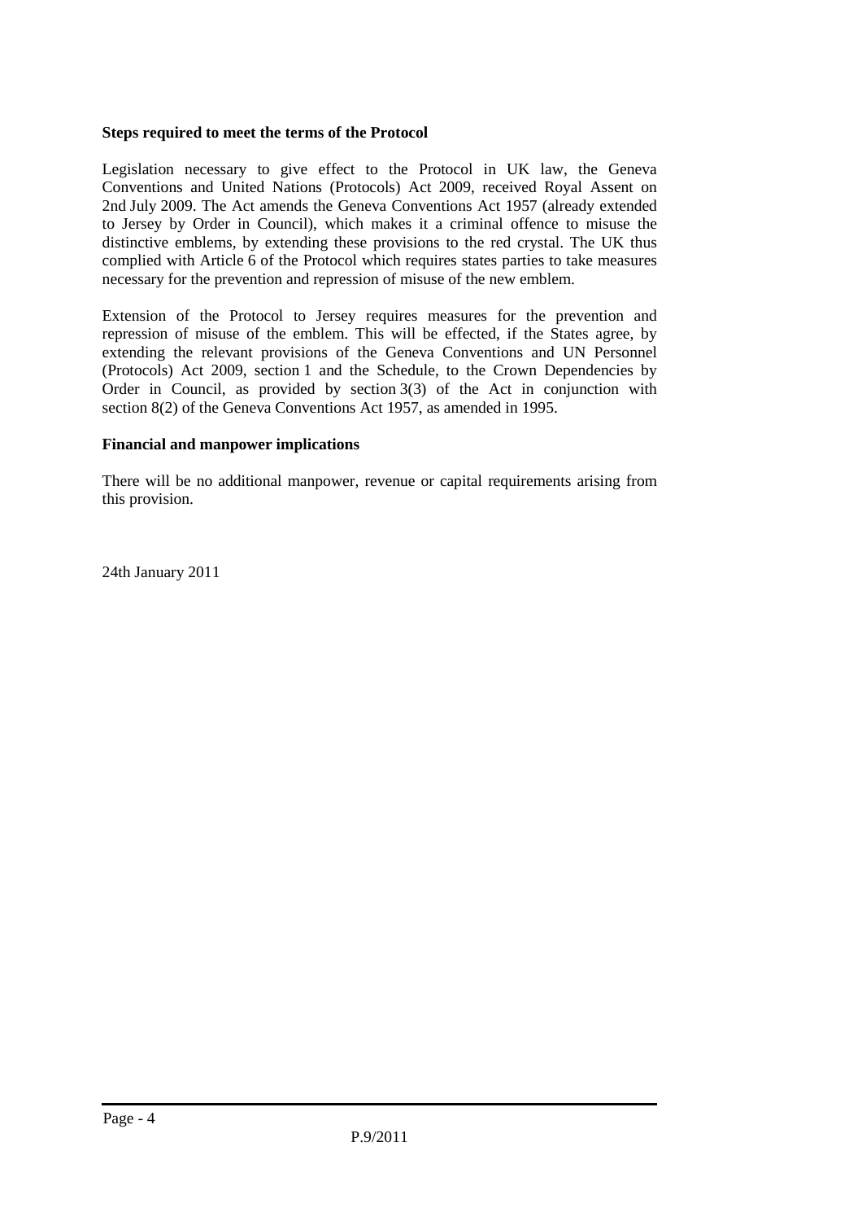**Steps required to meet the terms of the Protocol**

Legislation necessary to give effect to the Protocol in UK law, the Geneva Conventions and United Nations (Protocols) Act 2009, received Royal Assent on 2nd July 2009. The Act amends the Geneva Conventions Act 1957 (already extended to Jersey by Order in Council), which makes it a criminal offence to misuse the distinctive emblems, by extending these provisions to the red crystal. The UK thus complied with Article 6 of the Protocol which requires states parties to take measures necessary for the prevention and repression of misuse of the new emblem.

Extension of the Protocol to Jersey requires measures for the prevention and repression of misuse of the emblem. This will be effected, if the States agree, by extending the relevant provisions of the Geneva Conventions and UN Personnel (Protocols) Act 2009, section 1 and the Schedule, to the Crown Dependencies by Order in Council, as provided by section 3(3) of the Act in conjunction with section 8(2) of the Geneva Conventions Act 1957, as amended in 1995.

**Financial and manpower implications**

There will be no additional manpower, revenue or capital requirements arising from this provision.

24th January 2011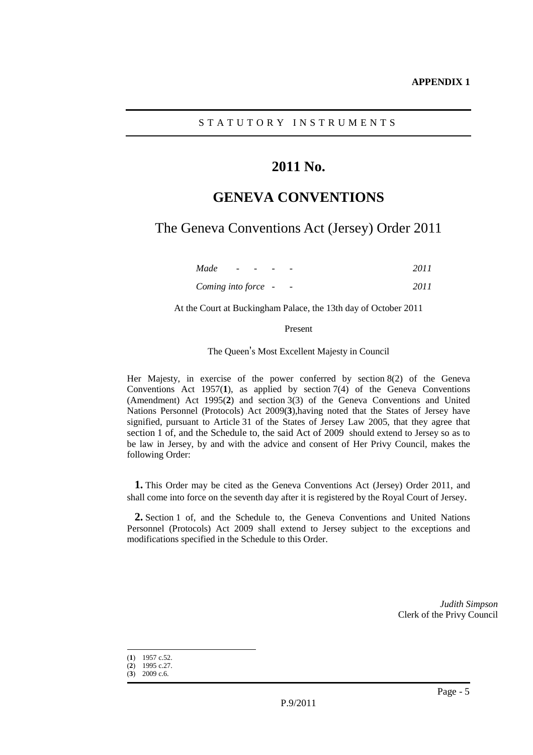**APPENDIX 1**

S T A T U T O R Y   I N S T R U M E N T S

# 2011 No.

# GENEVA CONVENTIONS

## The Geneva Conventions Act (Jersey) Order 2011

| | |
|---|---|
| *Made - - - -* | *2011* |
| *Coming into force - -* | *2011* |

At the Court at Buckingham Palace, the 13th day of October 2011

Present

The Queen's Most Excellent Majesty in Council

Her Majesty, in exercise of the power conferred by section 8(2) of the Geneva Conventions Act 1957(**1**), as applied by section 7(4) of the Geneva Conventions (Amendment) Act 1995(**2**) and section 3(3) of the Geneva Conventions and United Nations Personnel (Protocols) Act 2009(**3**),having noted that the States of Jersey have signified, pursuant to Article 31 of the States of Jersey Law 2005, that they agree that section 1 of, and the Schedule to, the said Act of 2009 should extend to Jersey so as to be law in Jersey, by and with the advice and consent of Her Privy Council, makes the following Order:

**1.** This Order may be cited as the Geneva Conventions Act (Jersey) Order 2011, and shall come into force on the seventh day after it is registered by the Royal Court of Jersey.

**2.** Section 1 of, and the Schedule to, the Geneva Conventions and United Nations Personnel (Protocols) Act 2009 shall extend to Jersey subject to the exceptions and modifications specified in the Schedule to this Order.

*Judith Simpson*
Clerk of the Privy Council

(**1**) 1957 c.52.
(**2**) 1995 c.27.
(**3**) 2009 c.6.

P.9/2011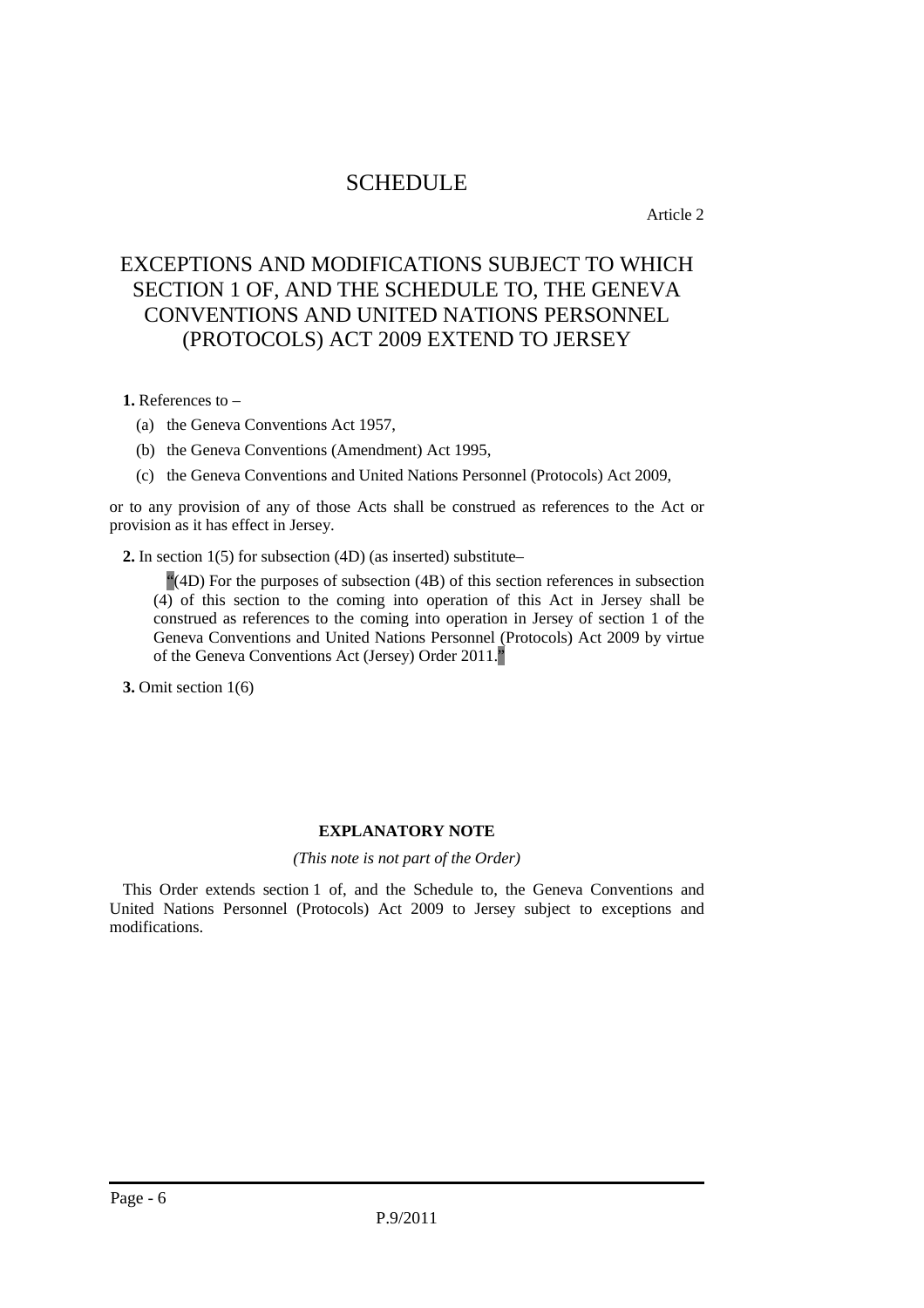# SCHEDULE

Article 2

## EXCEPTIONS AND MODIFICATIONS SUBJECT TO WHICH SECTION 1 OF, AND THE SCHEDULE TO, THE GENEVA CONVENTIONS AND UNITED NATIONS PERSONNEL (PROTOCOLS) ACT 2009 EXTEND TO JERSEY

**1.** References to –

(a) the Geneva Conventions Act 1957,

(b) the Geneva Conventions (Amendment) Act 1995,

(c) the Geneva Conventions and United Nations Personnel (Protocols) Act 2009,

or to any provision of any of those Acts shall be construed as references to the Act or provision as it has effect in Jersey.

**2.** In section 1(5) for subsection (4D) (as inserted) substitute–

"(4D) For the purposes of subsection (4B) of this section references in subsection (4) of this section to the coming into operation of this Act in Jersey shall be construed as references to the coming into operation in Jersey of section 1 of the Geneva Conventions and United Nations Personnel (Protocols) Act 2009 by virtue of the Geneva Conventions Act (Jersey) Order 2011."

**3.** Omit section 1(6)

**EXPLANATORY NOTE**

*(This note is not part of the Order)*

This Order extends section 1 of, and the Schedule to, the Geneva Conventions and United Nations Personnel (Protocols) Act 2009 to Jersey subject to exceptions and modifications.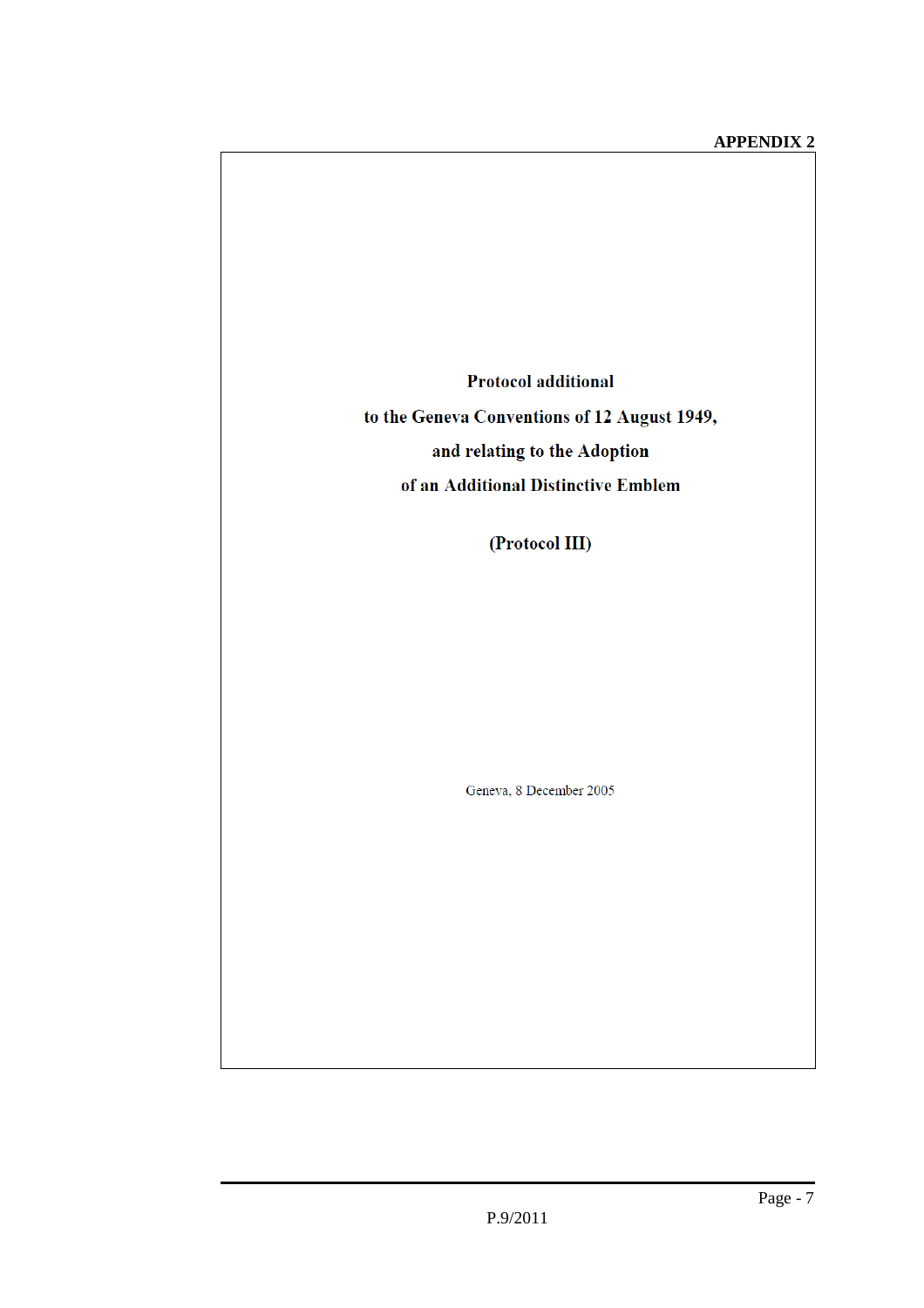**APPENDIX 2**

# Protocol additional to the Geneva Conventions of 12 August 1949, and relating to the Adoption of an Additional Distinctive Emblem

## (Protocol III)

Geneva, 8 December 2005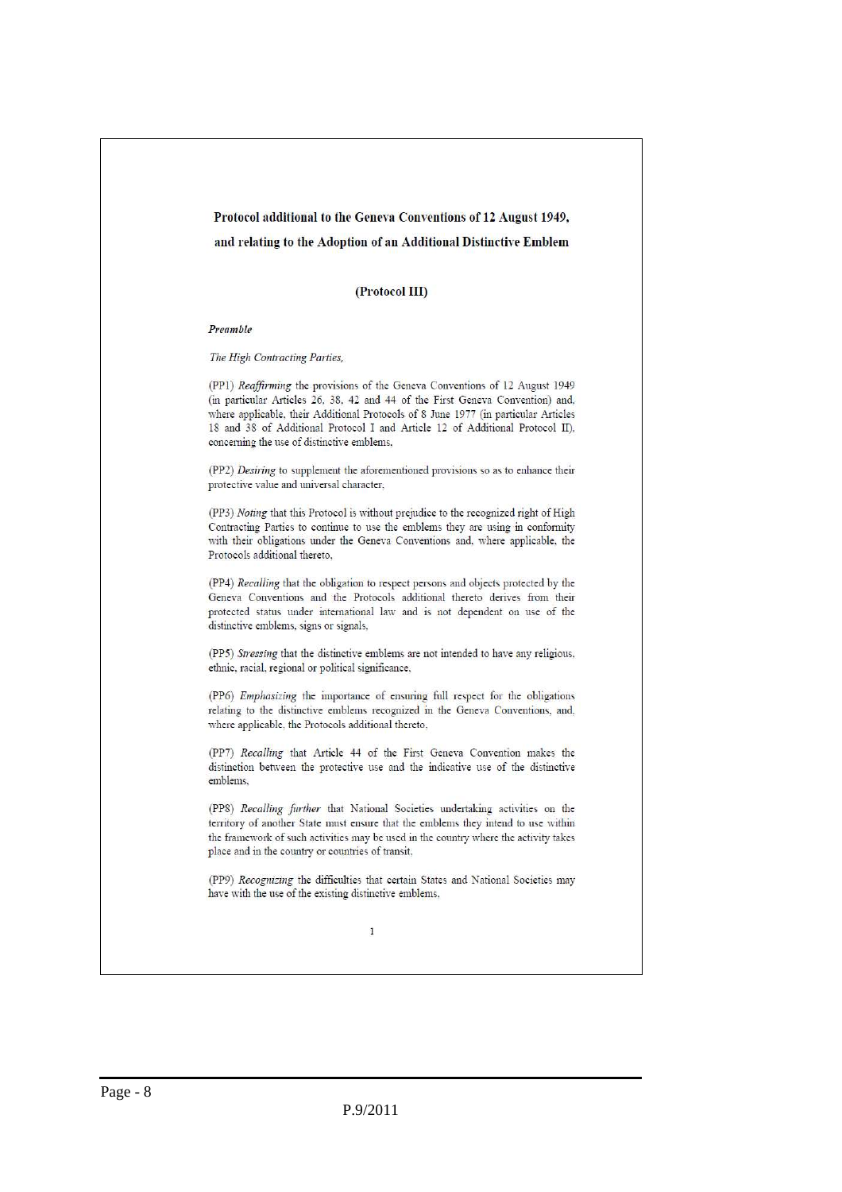# Protocol additional to the Geneva Conventions of 12 August 1949, and relating to the Adoption of an Additional Distinctive Emblem

## (Protocol III)

***Preamble***

*The High Contracting Parties,*

(PP1) *Reaffirming* the provisions of the Geneva Conventions of 12 August 1949 (in particular Articles 26, 38, 42 and 44 of the First Geneva Convention) and, where applicable, their Additional Protocols of 8 June 1977 (in particular Articles 18 and 38 of Additional Protocol I and Article 12 of Additional Protocol II), concerning the use of distinctive emblems,

(PP2) *Desiring* to supplement the aforementioned provisions so as to enhance their protective value and universal character,

(PP3) *Noting* that this Protocol is without prejudice to the recognized right of High Contracting Parties to continue to use the emblems they are using in conformity with their obligations under the Geneva Conventions and, where applicable, the Protocols additional thereto,

(PP4) *Recalling* that the obligation to respect persons and objects protected by the Geneva Conventions and the Protocols additional thereto derives from their protected status under international law and is not dependent on use of the distinctive emblems, signs or signals,

(PP5) *Stressing* that the distinctive emblems are not intended to have any religious, ethnic, racial, regional or political significance,

(PP6) *Emphasizing* the importance of ensuring full respect for the obligations relating to the distinctive emblems recognized in the Geneva Conventions, and, where applicable, the Protocols additional thereto,

(PP7) *Recalling* that Article 44 of the First Geneva Convention makes the distinction between the protective use and the indicative use of the distinctive emblems,

(PP8) *Recalling further* that National Societies undertaking activities on the territory of another State must ensure that the emblems they intend to use within the framework of such activities may be used in the country where the activity takes place and in the country or countries of transit,

(PP9) *Recognizing* the difficulties that certain States and National Societies may have with the use of the existing distinctive emblems,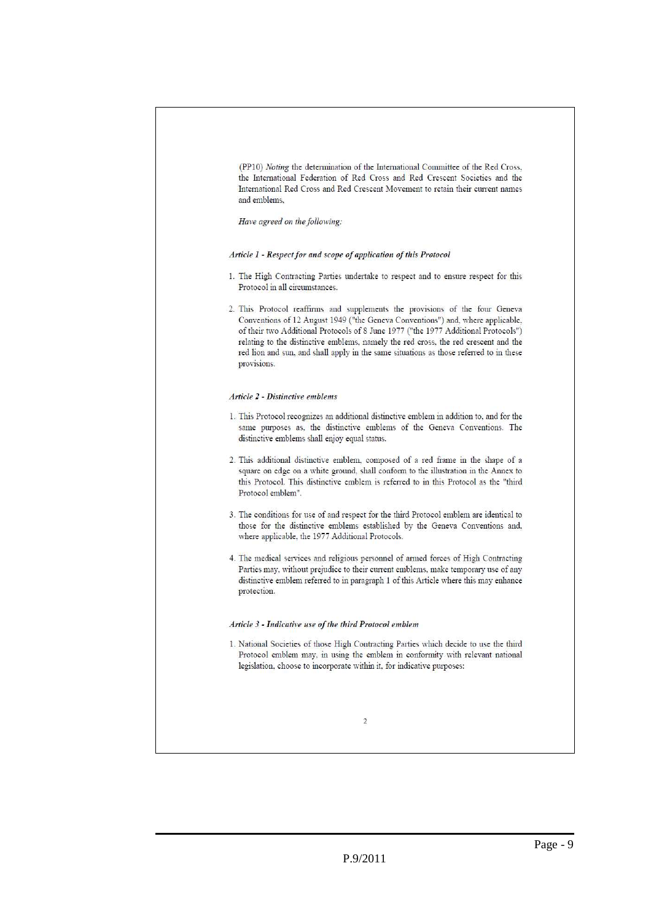(PP10) *Noting* the determination of the International Committee of the Red Cross, the International Federation of Red Cross and Red Crescent Societies and the International Red Cross and Red Crescent Movement to retain their current names and emblems,

*Have agreed on the following:*

***Article 1 - Respect for and scope of application of this Protocol***

1. The High Contracting Parties undertake to respect and to ensure respect for this Protocol in all circumstances.

2. This Protocol reaffirms and supplements the provisions of the four Geneva Conventions of 12 August 1949 ("the Geneva Conventions") and, where applicable, of their two Additional Protocols of 8 June 1977 ("the 1977 Additional Protocols") relating to the distinctive emblems, namely the red cross, the red crescent and the red lion and sun, and shall apply in the same situations as those referred to in these provisions.

***Article 2 - Distinctive emblems***

1. This Protocol recognizes an additional distinctive emblem in addition to, and for the same purposes as, the distinctive emblems of the Geneva Conventions. The distinctive emblems shall enjoy equal status.

2. This additional distinctive emblem, composed of a red frame in the shape of a square on edge on a white ground, shall conform to the illustration in the Annex to this Protocol. This distinctive emblem is referred to in this Protocol as the "third Protocol emblem".

3. The conditions for use of and respect for the third Protocol emblem are identical to those for the distinctive emblems established by the Geneva Conventions and, where applicable, the 1977 Additional Protocols.

4. The medical services and religious personnel of armed forces of High Contracting Parties may, without prejudice to their current emblems, make temporary use of any distinctive emblem referred to in paragraph 1 of this Article where this may enhance protection.

***Article 3 - Indicative use of the third Protocol emblem***

1. National Societies of those High Contracting Parties which decide to use the third Protocol emblem may, in using the emblem in conformity with relevant national legislation, choose to incorporate within it, for indicative purposes: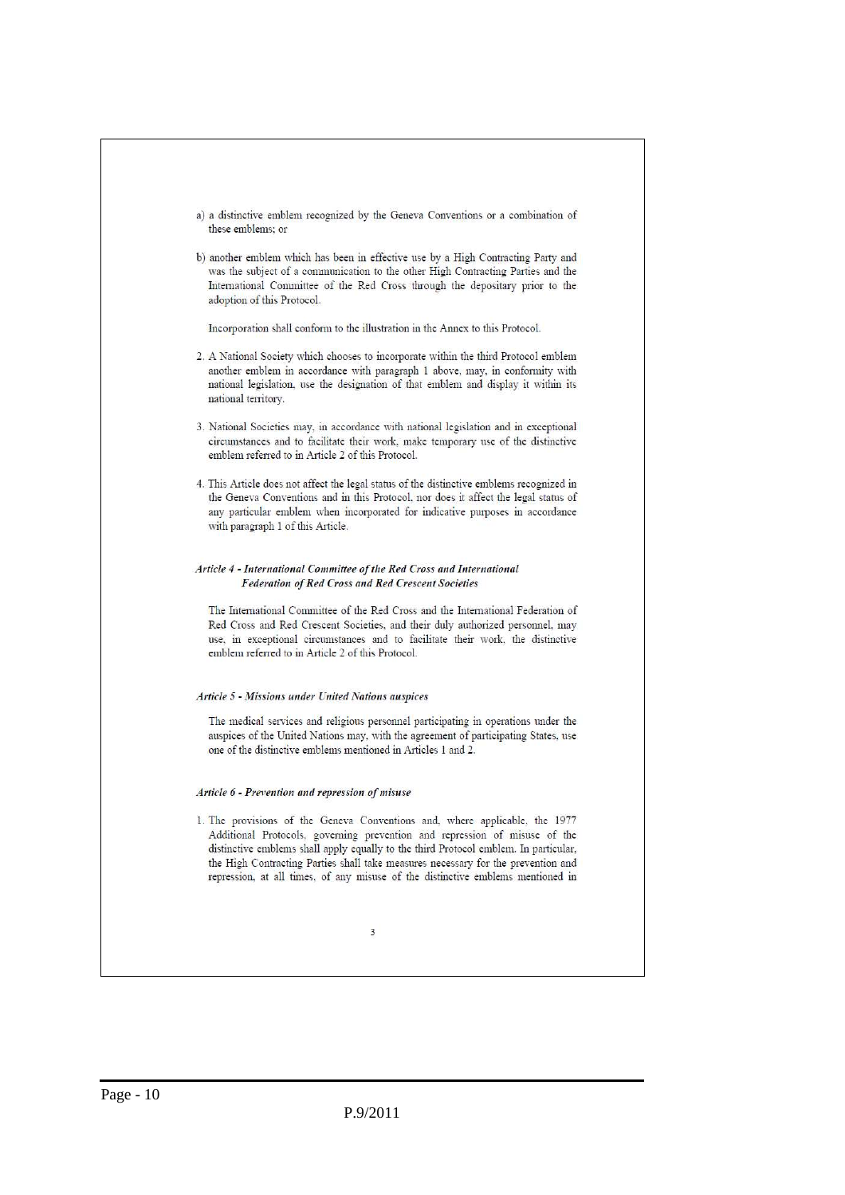a) a distinctive emblem recognized by the Geneva Conventions or a combination of these emblems; or

b) another emblem which has been in effective use by a High Contracting Party and was the subject of a communication to the other High Contracting Parties and the International Committee of the Red Cross through the depositary prior to the adoption of this Protocol.

Incorporation shall conform to the illustration in the Annex to this Protocol.

2. A National Society which chooses to incorporate within the third Protocol emblem another emblem in accordance with paragraph 1 above, may, in conformity with national legislation, use the designation of that emblem and display it within its national territory.

3. National Societies may, in accordance with national legislation and in exceptional circumstances and to facilitate their work, make temporary use of the distinctive emblem referred to in Article 2 of this Protocol.

4. This Article does not affect the legal status of the distinctive emblems recognized in the Geneva Conventions and in this Protocol, nor does it affect the legal status of any particular emblem when incorporated for indicative purposes in accordance with paragraph 1 of this Article.

### *Article 4 - International Committee of the Red Cross and International Federation of Red Cross and Red Crescent Societies*

The International Committee of the Red Cross and the International Federation of Red Cross and Red Crescent Societies, and their duly authorized personnel, may use, in exceptional circumstances and to facilitate their work, the distinctive emblem referred to in Article 2 of this Protocol.

### *Article 5 - Missions under United Nations auspices*

The medical services and religious personnel participating in operations under the auspices of the United Nations may, with the agreement of participating States, use one of the distinctive emblems mentioned in Articles 1 and 2.

### *Article 6 - Prevention and repression of misuse*

1. The provisions of the Geneva Conventions and, where applicable, the 1977 Additional Protocols, governing prevention and repression of misuse of the distinctive emblems shall apply equally to the third Protocol emblem. In particular, the High Contracting Parties shall take measures necessary for the prevention and repression, at all times, of any misuse of the distinctive emblems mentioned in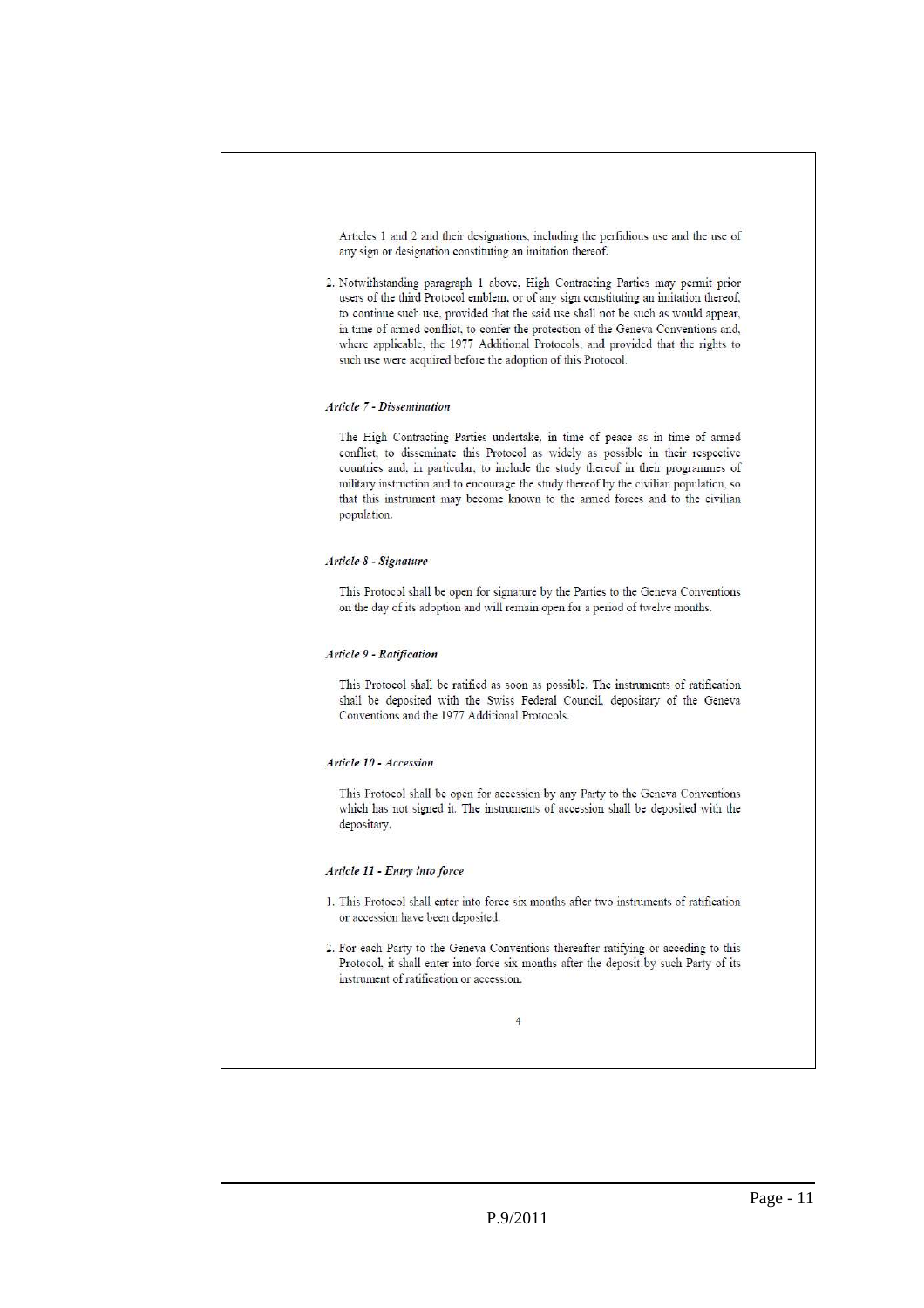Articles 1 and 2 and their designations, including the perfidious use and the use of any sign or designation constituting an imitation thereof.

2. Notwithstanding paragraph 1 above, High Contracting Parties may permit prior users of the third Protocol emblem, or of any sign constituting an imitation thereof, to continue such use, provided that the said use shall not be such as would appear, in time of armed conflict, to confer the protection of the Geneva Conventions and, where applicable, the 1977 Additional Protocols, and provided that the rights to such use were acquired before the adoption of this Protocol.

***Article 7 - Dissemination***

The High Contracting Parties undertake, in time of peace as in time of armed conflict, to disseminate this Protocol as widely as possible in their respective countries and, in particular, to include the study thereof in their programmes of military instruction and to encourage the study thereof by the civilian population, so that this instrument may become known to the armed forces and to the civilian population.

***Article 8 - Signature***

This Protocol shall be open for signature by the Parties to the Geneva Conventions on the day of its adoption and will remain open for a period of twelve months.

***Article 9 - Ratification***

This Protocol shall be ratified as soon as possible. The instruments of ratification shall be deposited with the Swiss Federal Council, depositary of the Geneva Conventions and the 1977 Additional Protocols.

***Article 10 - Accession***

This Protocol shall be open for accession by any Party to the Geneva Conventions which has not signed it. The instruments of accession shall be deposited with the depositary.

***Article 11 - Entry into force***

1. This Protocol shall enter into force six months after two instruments of ratification or accession have been deposited.

2. For each Party to the Geneva Conventions thereafter ratifying or acceding to this Protocol, it shall enter into force six months after the deposit by such Party of its instrument of ratification or accession.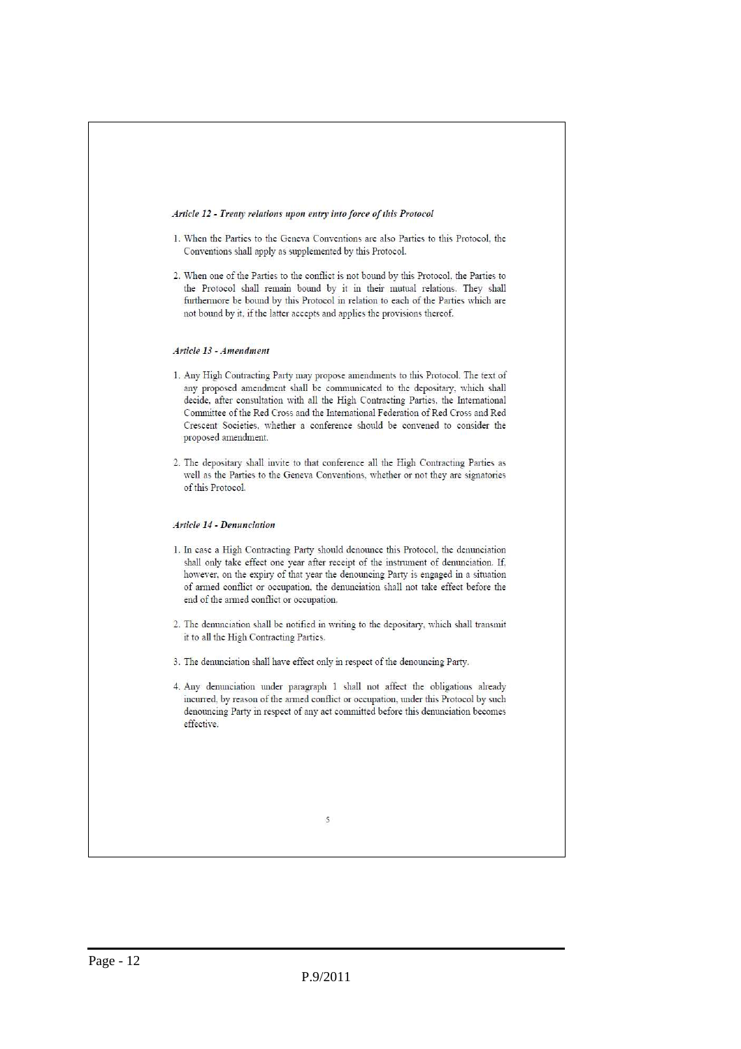### *Article 12 - Treaty relations upon entry into force of this Protocol*

1. When the Parties to the Geneva Conventions are also Parties to this Protocol, the Conventions shall apply as supplemented by this Protocol.

2. When one of the Parties to the conflict is not bound by this Protocol, the Parties to the Protocol shall remain bound by it in their mutual relations. They shall furthermore be bound by this Protocol in relation to each of the Parties which are not bound by it, if the latter accepts and applies the provisions thereof.

### *Article 13 - Amendment*

1. Any High Contracting Party may propose amendments to this Protocol. The text of any proposed amendment shall be communicated to the depositary, which shall decide, after consultation with all the High Contracting Parties, the International Committee of the Red Cross and the International Federation of Red Cross and Red Crescent Societies, whether a conference should be convened to consider the proposed amendment.

2. The depositary shall invite to that conference all the High Contracting Parties as well as the Parties to the Geneva Conventions, whether or not they are signatories of this Protocol.

### *Article 14 - Denunciation*

1. In case a High Contracting Party should denounce this Protocol, the denunciation shall only take effect one year after receipt of the instrument of denunciation. If, however, on the expiry of that year the denouncing Party is engaged in a situation of armed conflict or occupation, the denunciation shall not take effect before the end of the armed conflict or occupation.

2. The denunciation shall be notified in writing to the depositary, which shall transmit it to all the High Contracting Parties.

3. The denunciation shall have effect only in respect of the denouncing Party.

4. Any denunciation under paragraph 1 shall not affect the obligations already incurred, by reason of the armed conflict or occupation, under this Protocol by such denouncing Party in respect of any act committed before this denunciation becomes effective.

P.9/2011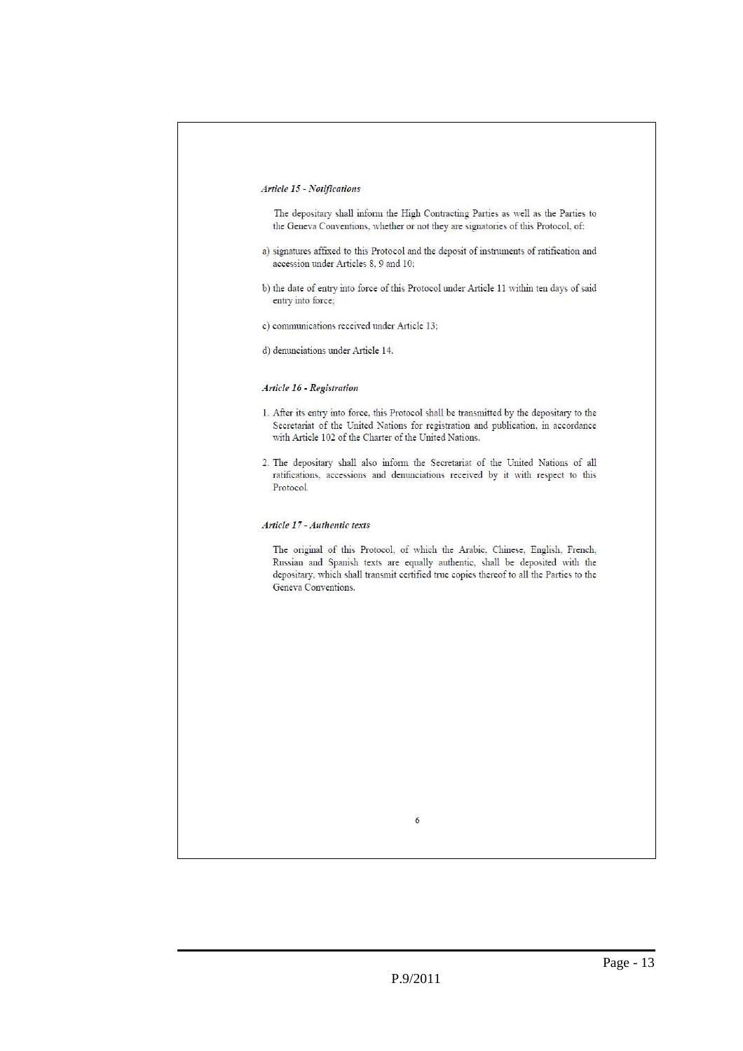*Article 15 - Notifications*

The depositary shall inform the High Contracting Parties as well as the Parties to the Geneva Conventions, whether or not they are signatories of this Protocol, of:

a) signatures affixed to this Protocol and the deposit of instruments of ratification and accession under Articles 8, 9 and 10;

b) the date of entry into force of this Protocol under Article 11 within ten days of said entry into force;

c) communications received under Article 13;

d) denunciations under Article 14.

*Article 16 - Registration*

1. After its entry into force, this Protocol shall be transmitted by the depositary to the Secretariat of the United Nations for registration and publication, in accordance with Article 102 of the Charter of the United Nations.

2. The depositary shall also inform the Secretariat of the United Nations of all ratifications, accessions and denunciations received by it with respect to this Protocol.

*Article 17 - Authentic texts*

The original of this Protocol, of which the Arabic, Chinese, English, French, Russian and Spanish texts are equally authentic, shall be deposited with the depositary, which shall transmit certified true copies thereof to all the Parties to the Geneva Conventions.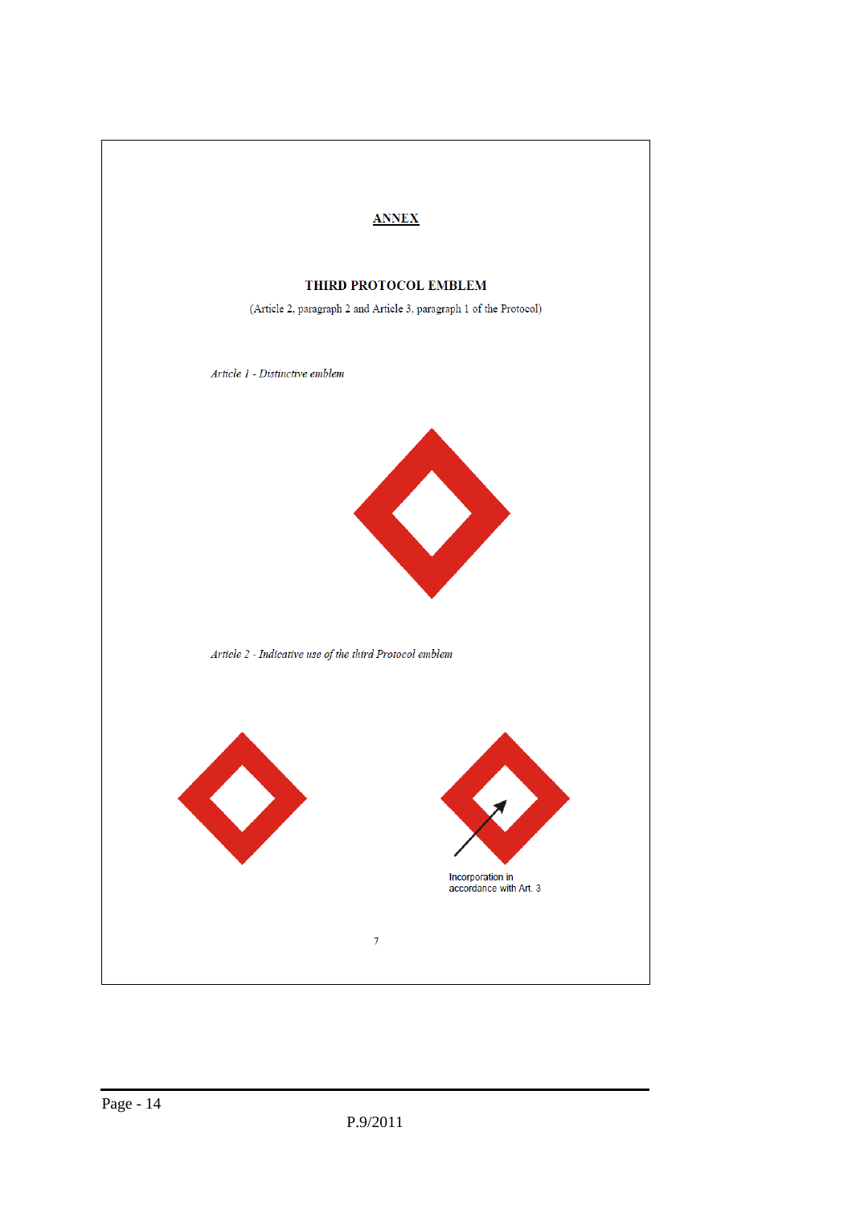# ANNEX

## THIRD PROTOCOL EMBLEM

(Article 2, paragraph 2 and Article 3, paragraph 1 of the Protocol)

*Article 1 - Distinctive emblem*

*Article 2 - Indicative use of the third Protocol emblem*

Incorporation in accordance with Art. 3

7

P.9/2011